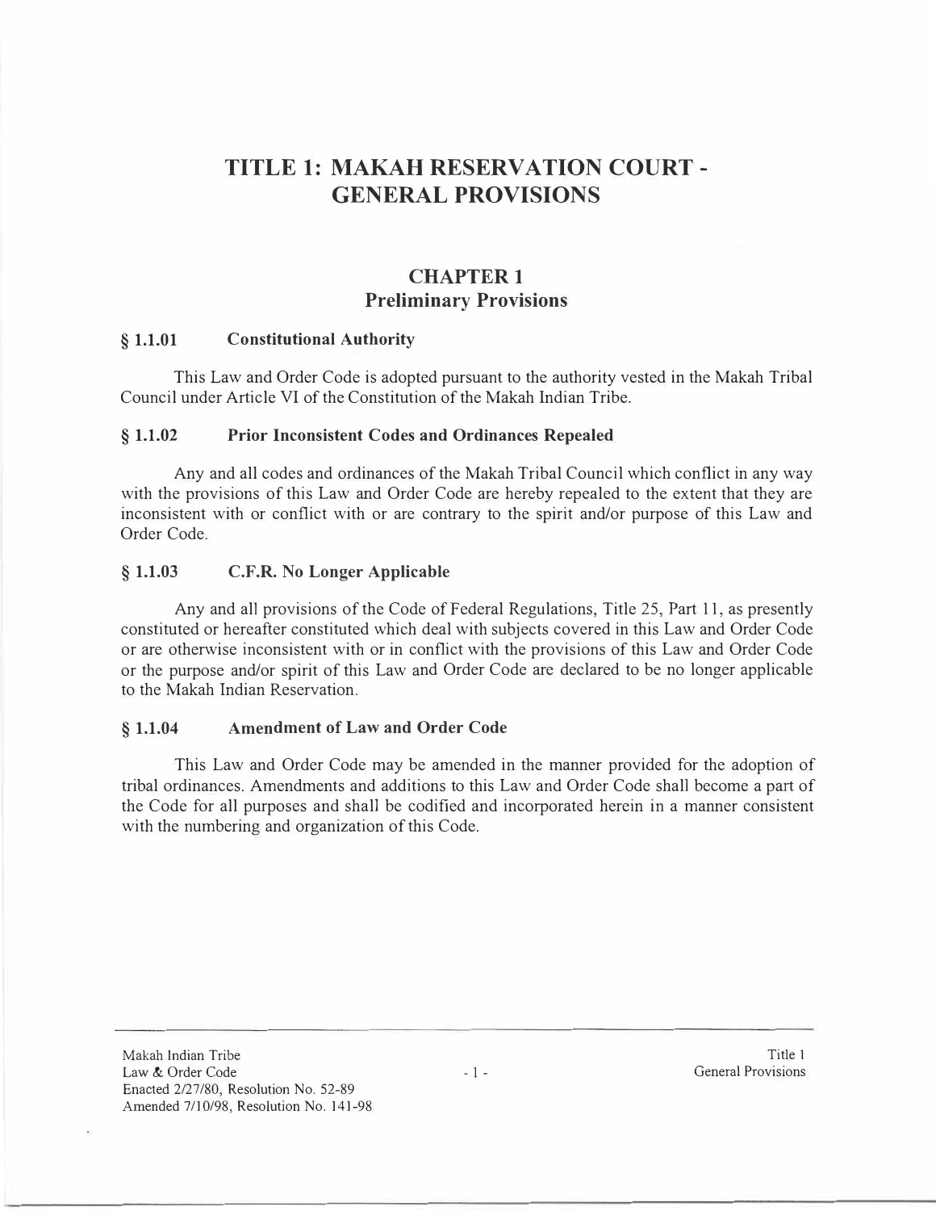# TITLE 1: MAKAH RESERVATION COURT - GENERAL PROVISIONS

## CHAPTER 1
## Preliminary Provisions

### § 1.1.01 Constitutional Authority

This Law and Order Code is adopted pursuant to the authority vested in the Makah Tribal Council under Article VI of the Constitution of the Makah Indian Tribe.

### § 1.1.02 Prior Inconsistent Codes and Ordinances Repealed

Any and all codes and ordinances of the Makah Tribal Council which conflict in any way with the provisions of this Law and Order Code are hereby repealed to the extent that they are inconsistent with or conflict with or are contrary to the spirit and/or purpose of this Law and Order Code.

### § 1.1.03 C.F.R. No Longer Applicable

Any and all provisions of the Code of Federal Regulations, Title 25, Part 11, as presently constituted or hereafter constituted which deal with subjects covered in this Law and Order Code or are otherwise inconsistent with or in conflict with the provisions of this Law and Order Code or the purpose and/or spirit of this Law and Order Code are declared to be no longer applicable to the Makah Indian Reservation.

### § 1.1.04 Amendment of Law and Order Code

This Law and Order Code may be amended in the manner provided for the adoption of tribal ordinances. Amendments and additions to this Law and Order Code shall become a part of the Code for all purposes and shall be codified and incorporated herein in a manner consistent with the numbering and organization of this Code.

Enacted 2/27/80, Resolution No. 52-89
Amended 7/10/98, Resolution No. 141-98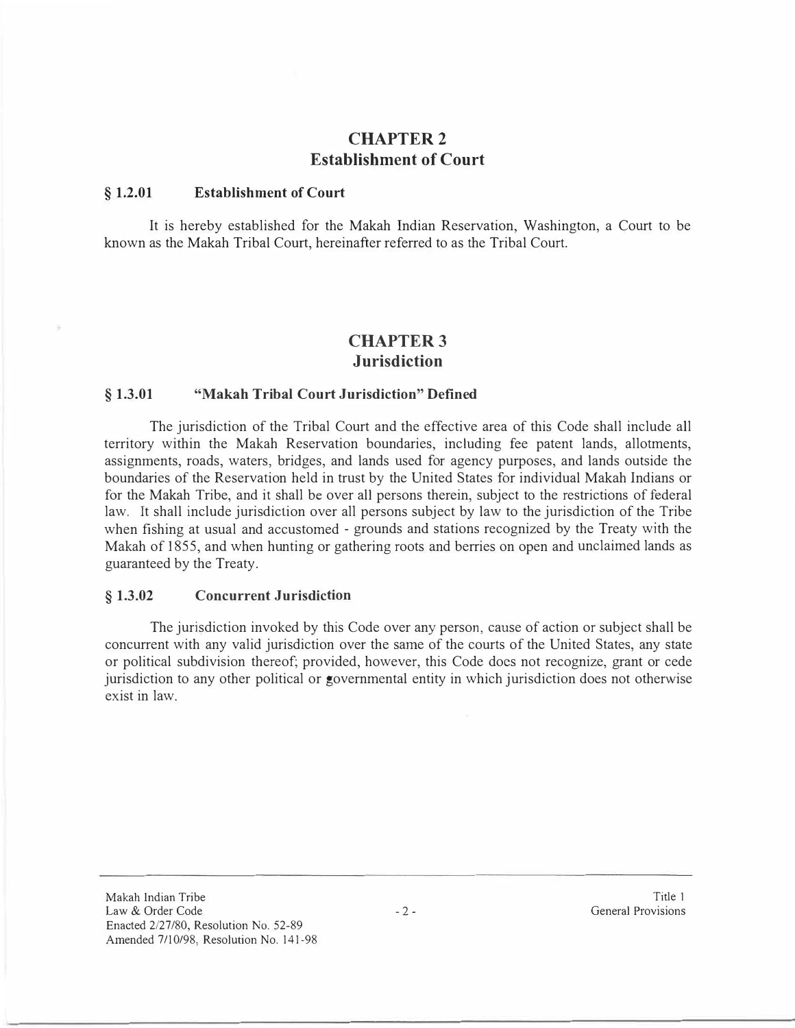# CHAPTER 2
# Establishment of Court

### § 1.2.01 Establishment of Court

It is hereby established for the Makah Indian Reservation, Washington, a Court to be known as the Makah Tribal Court, hereinafter referred to as the Tribal Court.

# CHAPTER 3
# Jurisdiction

### § 1.3.01 "Makah Tribal Court Jurisdiction" Defined

The jurisdiction of the Tribal Court and the effective area of this Code shall include all territory within the Makah Reservation boundaries, including fee patent lands, allotments, assignments, roads, waters, bridges, and lands used for agency purposes, and lands outside the boundaries of the Reservation held in trust by the United States for individual Makah Indians or for the Makah Tribe, and it shall be over all persons therein, subject to the restrictions of federal law. It shall include jurisdiction over all persons subject by law to the jurisdiction of the Tribe when fishing at usual and accustomed - grounds and stations recognized by the Treaty with the Makah of 1855, and when hunting or gathering roots and berries on open and unclaimed lands as guaranteed by the Treaty.

### § 1.3.02 Concurrent Jurisdiction

The jurisdiction invoked by this Code over any person, cause of action or subject shall be concurrent with any valid jurisdiction over the same of the courts of the United States, any state or political subdivision thereof; provided, however, this Code does not recognize, grant or cede jurisdiction to any other political or governmental entity in which jurisdiction does not otherwise exist in law.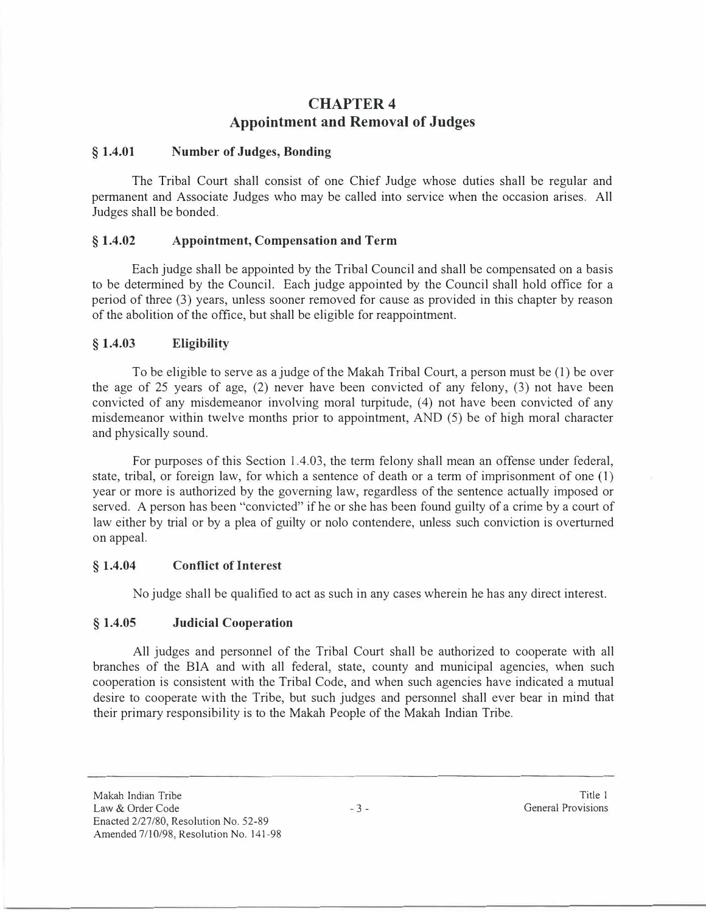# CHAPTER 4
## Appointment and Removal of Judges

### § 1.4.01 Number of Judges, Bonding

The Tribal Court shall consist of one Chief Judge whose duties shall be regular and permanent and Associate Judges who may be called into service when the occasion arises. All Judges shall be bonded.

### § 1.4.02 Appointment, Compensation and Term

Each judge shall be appointed by the Tribal Council and shall be compensated on a basis to be determined by the Council. Each judge appointed by the Council shall hold office for a period of three (3) years, unless sooner removed for cause as provided in this chapter by reason of the abolition of the office, but shall be eligible for reappointment.

### § 1.4.03 Eligibility

To be eligible to serve as a judge of the Makah Tribal Court, a person must be (1) be over the age of 25 years of age, (2) never have been convicted of any felony, (3) not have been convicted of any misdemeanor involving moral turpitude, (4) not have been convicted of any misdemeanor within twelve months prior to appointment, AND (5) be of high moral character and physically sound.

For purposes of this Section 1.4.03, the term felony shall mean an offense under federal, state, tribal, or foreign law, for which a sentence of death or a term of imprisonment of one (1) year or more is authorized by the governing law, regardless of the sentence actually imposed or served. A person has been "convicted" if he or she has been found guilty of a crime by a court of law either by trial or by a plea of guilty or nolo contendere, unless such conviction is overturned on appeal.

### § 1.4.04 Conflict of Interest

No judge shall be qualified to act as such in any cases wherein he has any direct interest.

### § 1.4.05 Judicial Cooperation

All judges and personnel of the Tribal Court shall be authorized to cooperate with all branches of the BIA and with all federal, state, county and municipal agencies, when such cooperation is consistent with the Tribal Code, and when such agencies have indicated a mutual desire to cooperate with the Tribe, but such judges and personnel shall ever bear in mind that their primary responsibility is to the Makah People of the Makah Indian Tribe.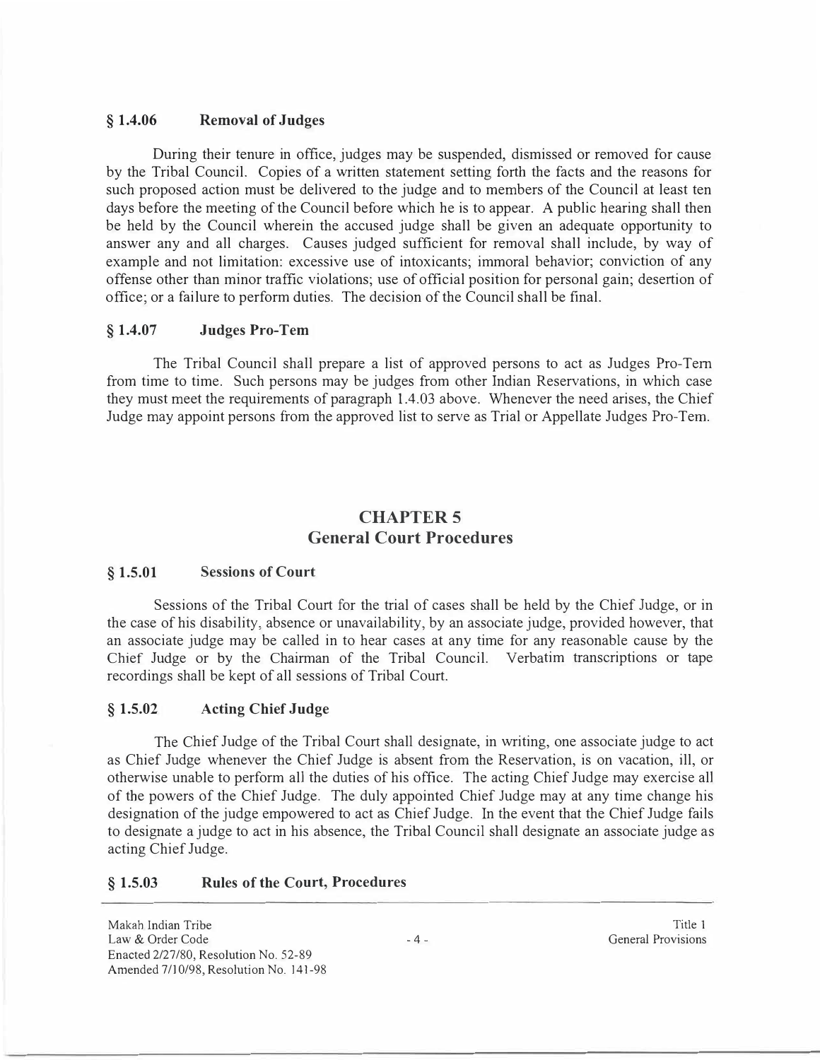### § 1.4.06 Removal of Judges

During their tenure in office, judges may be suspended, dismissed or removed for cause by the Tribal Council. Copies of a written statement setting forth the facts and the reasons for such proposed action must be delivered to the judge and to members of the Council at least ten days before the meeting of the Council before which he is to appear. A public hearing shall then be held by the Council wherein the accused judge shall be given an adequate opportunity to answer any and all charges. Causes judged sufficient for removal shall include, by way of example and not limitation: excessive use of intoxicants; immoral behavior; conviction of any offense other than minor traffic violations; use of official position for personal gain; desertion of office; or a failure to perform duties. The decision of the Council shall be final.

### § 1.4.07 Judges Pro-Tem

The Tribal Council shall prepare a list of approved persons to act as Judges Pro-Tem from time to time. Such persons may be judges from other Indian Reservations, in which case they must meet the requirements of paragraph 1.4.03 above. Whenever the need arises, the Chief Judge may appoint persons from the approved list to serve as Trial or Appellate Judges Pro-Tem.

## CHAPTER 5
## General Court Procedures

### § 1.5.01 Sessions of Court

Sessions of the Tribal Court for the trial of cases shall be held by the Chief Judge, or in the case of his disability, absence or unavailability, by an associate judge, provided however, that an associate judge may be called in to hear cases at any time for any reasonable cause by the Chief Judge or by the Chairman of the Tribal Council. Verbatim transcriptions or tape recordings shall be kept of all sessions of Tribal Court.

### § 1.5.02 Acting Chief Judge

The Chief Judge of the Tribal Court shall designate, in writing, one associate judge to act as Chief Judge whenever the Chief Judge is absent from the Reservation, is on vacation, ill, or otherwise unable to perform all the duties of his office. The acting Chief Judge may exercise all of the powers of the Chief Judge. The duly appointed Chief Judge may at any time change his designation of the judge empowered to act as Chief Judge. In the event that the Chief Judge fails to designate a judge to act in his absence, the Tribal Council shall designate an associate judge as acting Chief Judge.

### § 1.5.03 Rules of the Court, Procedures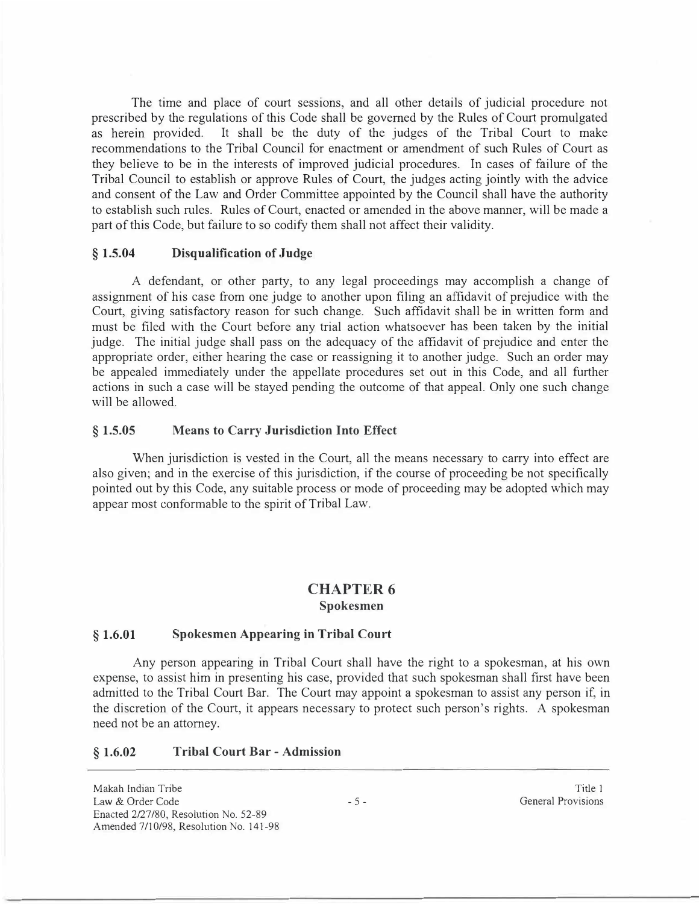The time and place of court sessions, and all other details of judicial procedure not prescribed by the regulations of this Code shall be governed by the Rules of Court promulgated as herein provided. It shall be the duty of the judges of the Tribal Court to make recommendations to the Tribal Council for enactment or amendment of such Rules of Court as they believe to be in the interests of improved judicial procedures. In cases of failure of the Tribal Council to establish or approve Rules of Court, the judges acting jointly with the advice and consent of the Law and Order Committee appointed by the Council shall have the authority to establish such rules. Rules of Court, enacted or amended in the above manner, will be made a part of this Code, but failure to so codify them shall not affect their validity.

### § 1.5.04 Disqualification of Judge

A defendant, or other party, to any legal proceedings may accomplish a change of assignment of his case from one judge to another upon filing an affidavit of prejudice with the Court, giving satisfactory reason for such change. Such affidavit shall be in written form and must be filed with the Court before any trial action whatsoever has been taken by the initial judge. The initial judge shall pass on the adequacy of the affidavit of prejudice and enter the appropriate order, either hearing the case or reassigning it to another judge. Such an order may be appealed immediately under the appellate procedures set out in this Code, and all further actions in such a case will be stayed pending the outcome of that appeal. Only one such change will be allowed.

### § 1.5.05 Means to Carry Jurisdiction Into Effect

When jurisdiction is vested in the Court, all the means necessary to carry into effect are also given; and in the exercise of this jurisdiction, if the course of proceeding be not specifically pointed out by this Code, any suitable process or mode of proceeding may be adopted which may appear most conformable to the spirit of Tribal Law.

## CHAPTER 6
**Spokesmen**

### § 1.6.01 Spokesmen Appearing in Tribal Court

Any person appearing in Tribal Court shall have the right to a spokesman, at his own expense, to assist him in presenting his case, provided that such spokesman shall first have been admitted to the Tribal Court Bar. The Court may appoint a spokesman to assist any person if, in the discretion of the Court, it appears necessary to protect such person's rights. A spokesman need not be an attorney.

### § 1.6.02 Tribal Court Bar - Admission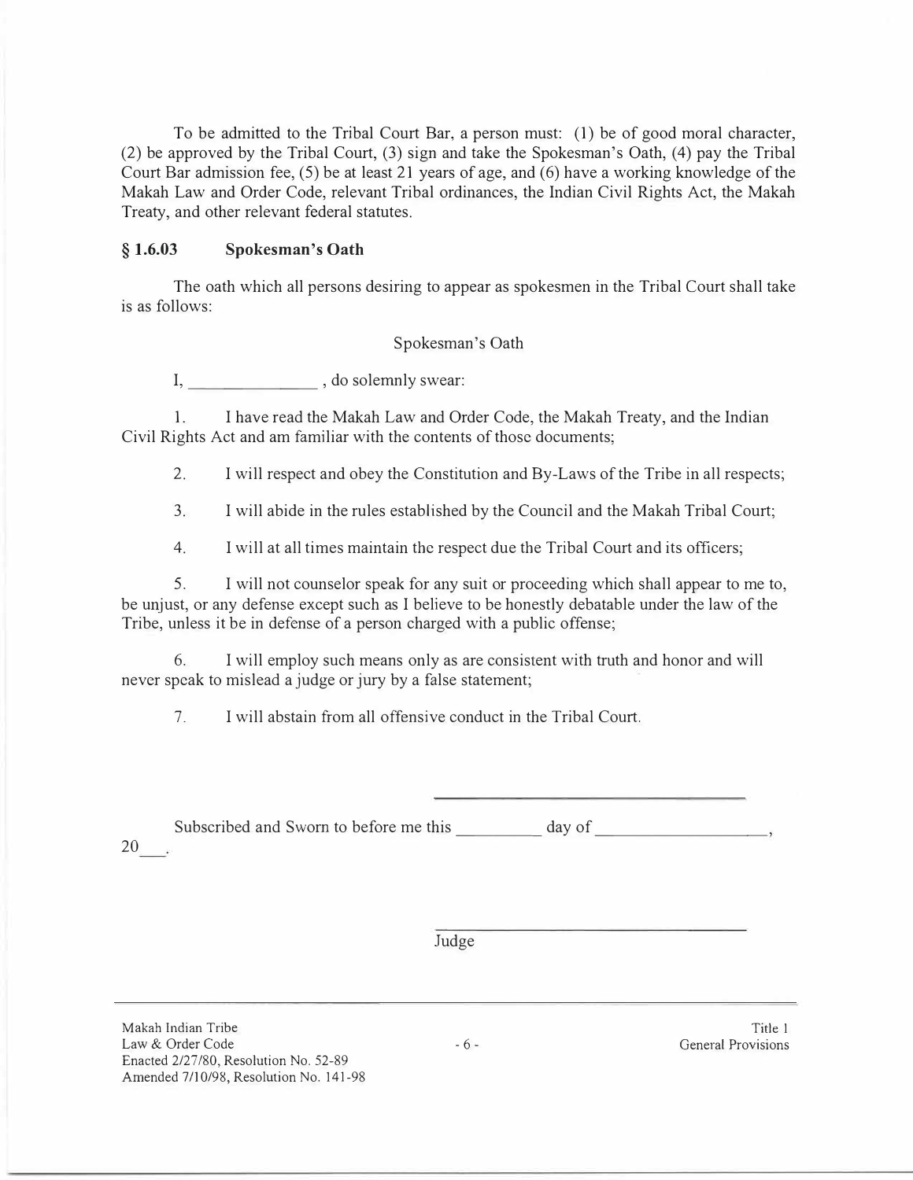To be admitted to the Tribal Court Bar, a person must: (1) be of good moral character, (2) be approved by the Tribal Court, (3) sign and take the Spokesman's Oath, (4) pay the Tribal Court Bar admission fee, (5) be at least 21 years of age, and (6) have a working knowledge of the Makah Law and Order Code, relevant Tribal ordinances, the Indian Civil Rights Act, the Makah Treaty, and other relevant federal statutes.

### § 1.6.03 Spokesman's Oath

The oath which all persons desiring to appear as spokesmen in the Tribal Court shall take is as follows:

Spokesman's Oath

I, _______________ , do solemnly swear:

1. I have read the Makah Law and Order Code, the Makah Treaty, and the Indian Civil Rights Act and am familiar with the contents of those documents;

2. I will respect and obey the Constitution and By-Laws of the Tribe in all respects;

3. I will abide in the rules established by the Council and the Makah Tribal Court;

4. I will at all times maintain the respect due the Tribal Court and its officers;

5. I will not counselor speak for any suit or proceeding which shall appear to me to, be unjust, or any defense except such as I believe to be honestly debatable under the law of the Tribe, unless it be in defense of a person charged with a public offense;

6. I will employ such means only as are consistent with truth and honor and will never speak to mislead a judge or jury by a false statement;

7. I will abstain from all offensive conduct in the Tribal Court.

___________________________________

Subscribed and Sworn to before me this _________ day of ___________________, 20___.

___________________________________

Judge

Makah Indian Tribe
Law & Order Code
Enacted 2/27/80, Resolution No. 52-89
Amended 7/10/98, Resolution No. 141-98

Title 1
General Provisions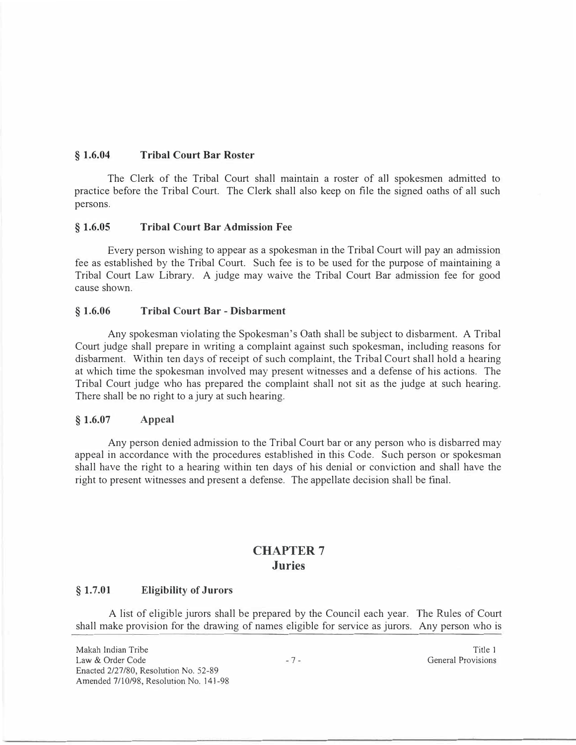### § 1.6.04 Tribal Court Bar Roster

The Clerk of the Tribal Court shall maintain a roster of all spokesmen admitted to practice before the Tribal Court. The Clerk shall also keep on file the signed oaths of all such persons.

### § 1.6.05 Tribal Court Bar Admission Fee

Every person wishing to appear as a spokesman in the Tribal Court will pay an admission fee as established by the Tribal Court. Such fee is to be used for the purpose of maintaining a Tribal Court Law Library. A judge may waive the Tribal Court Bar admission fee for good cause shown.

### § 1.6.06 Tribal Court Bar - Disbarment

Any spokesman violating the Spokesman's Oath shall be subject to disbarment. A Tribal Court judge shall prepare in writing a complaint against such spokesman, including reasons for disbarment. Within ten days of receipt of such complaint, the Tribal Court shall hold a hearing at which time the spokesman involved may present witnesses and a defense of his actions. The Tribal Court judge who has prepared the complaint shall not sit as the judge at such hearing. There shall be no right to a jury at such hearing.

### § 1.6.07 Appeal

Any person denied admission to the Tribal Court bar or any person who is disbarred may appeal in accordance with the procedures established in this Code. Such person or spokesman shall have the right to a hearing within ten days of his denial or conviction and shall have the right to present witnesses and present a defense. The appellate decision shall be final.

## CHAPTER 7
## Juries

### § 1.7.01 Eligibility of Jurors

A list of eligible jurors shall be prepared by the Council each year. The Rules of Court shall make provision for the drawing of names eligible for service as jurors. Any person who is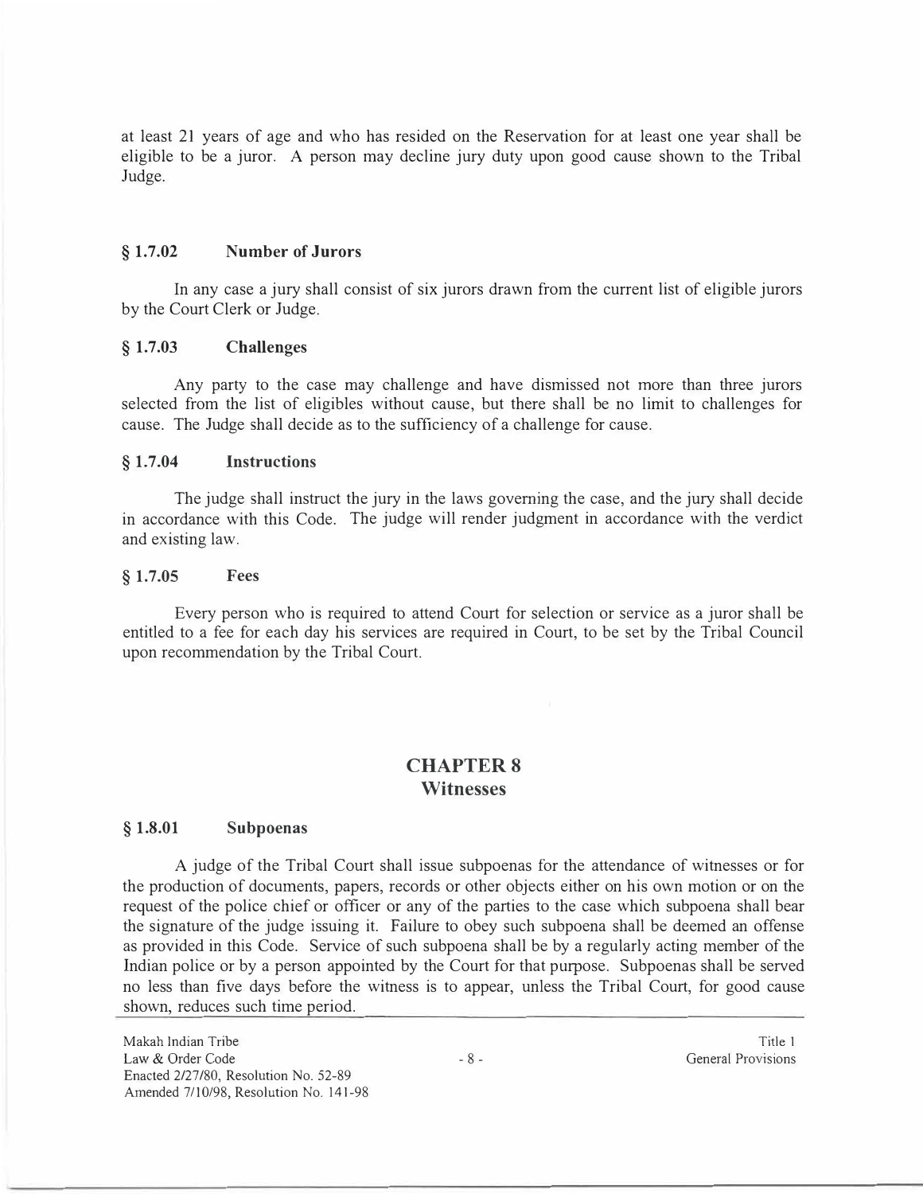at least 21 years of age and who has resided on the Reservation for at least one year shall be eligible to be a juror. A person may decline jury duty upon good cause shown to the Tribal Judge.

### § 1.7.02 Number of Jurors

In any case a jury shall consist of six jurors drawn from the current list of eligible jurors by the Court Clerk or Judge.

### § 1.7.03 Challenges

Any party to the case may challenge and have dismissed not more than three jurors selected from the list of eligibles without cause, but there shall be no limit to challenges for cause. The Judge shall decide as to the sufficiency of a challenge for cause.

### § 1.7.04 Instructions

The judge shall instruct the jury in the laws governing the case, and the jury shall decide in accordance with this Code. The judge will render judgment in accordance with the verdict and existing law.

### § 1.7.05 Fees

Every person who is required to attend Court for selection or service as a juror shall be entitled to a fee for each day his services are required in Court, to be set by the Tribal Council upon recommendation by the Tribal Court.

## CHAPTER 8
## Witnesses

### § 1.8.01 Subpoenas

A judge of the Tribal Court shall issue subpoenas for the attendance of witnesses or for the production of documents, papers, records or other objects either on his own motion or on the request of the police chief or officer or any of the parties to the case which subpoena shall bear the signature of the judge issuing it. Failure to obey such subpoena shall be deemed an offense as provided in this Code. Service of such subpoena shall be by a regularly acting member of the Indian police or by a person appointed by the Court for that purpose. Subpoenas shall be served no less than five days before the witness is to appear, unless the Tribal Court, for good cause shown, reduces such time period.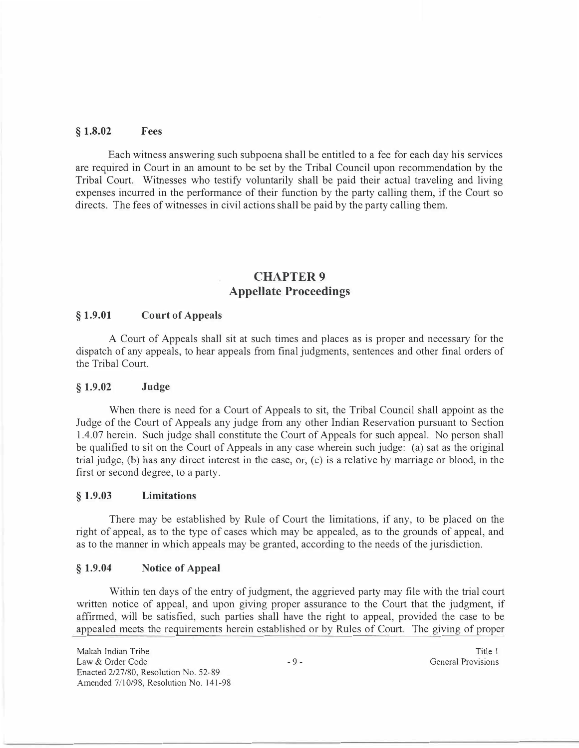### § 1.8.02 Fees

Each witness answering such subpoena shall be entitled to a fee for each day his services are required in Court in an amount to be set by the Tribal Council upon recommendation by the Tribal Court. Witnesses who testify voluntarily shall be paid their actual traveling and living expenses incurred in the performance of their function by the party calling them, if the Court so directs. The fees of witnesses in civil actions shall be paid by the party calling them.

## CHAPTER 9
## Appellate Proceedings

### § 1.9.01 Court of Appeals

A Court of Appeals shall sit at such times and places as is proper and necessary for the dispatch of any appeals, to hear appeals from final judgments, sentences and other final orders of the Tribal Court.

### § 1.9.02 Judge

When there is need for a Court of Appeals to sit, the Tribal Council shall appoint as the Judge of the Court of Appeals any judge from any other Indian Reservation pursuant to Section 1.4.07 herein. Such judge shall constitute the Court of Appeals for such appeal. No person shall be qualified to sit on the Court of Appeals in any case wherein such judge: (a) sat as the original trial judge, (b) has any direct interest in the case, or, (c) is a relative by marriage or blood, in the first or second degree, to a party.

### § 1.9.03 Limitations

There may be established by Rule of Court the limitations, if any, to be placed on the right of appeal, as to the type of cases which may be appealed, as to the grounds of appeal, and as to the manner in which appeals may be granted, according to the needs of the jurisdiction.

### § 1.9.04 Notice of Appeal

Within ten days of the entry of judgment, the aggrieved party may file with the trial court written notice of appeal, and upon giving proper assurance to the Court that the judgment, if affirmed, will be satisfied, such parties shall have the right to appeal, provided the case to be appealed meets the requirements herein established or by Rules of Court. The giving of proper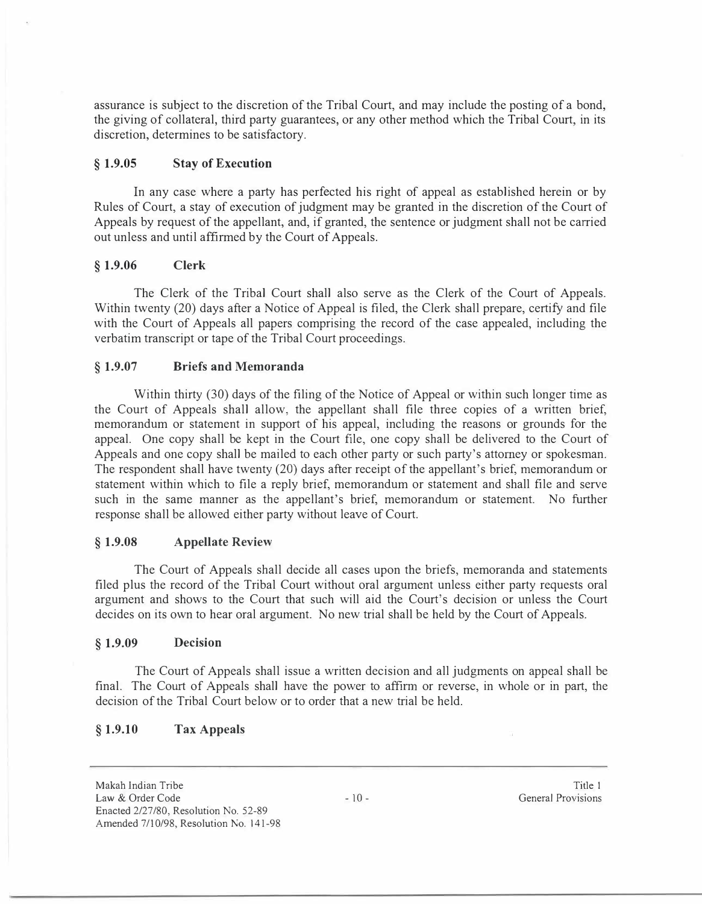assurance is subject to the discretion of the Tribal Court, and may include the posting of a bond, the giving of collateral, third party guarantees, or any other method which the Tribal Court, in its discretion, determines to be satisfactory.

### § 1.9.05 Stay of Execution

In any case where a party has perfected his right of appeal as established herein or by Rules of Court, a stay of execution of judgment may be granted in the discretion of the Court of Appeals by request of the appellant, and, if granted, the sentence or judgment shall not be carried out unless and until affirmed by the Court of Appeals.

### § 1.9.06 Clerk

The Clerk of the Tribal Court shall also serve as the Clerk of the Court of Appeals. Within twenty (20) days after a Notice of Appeal is filed, the Clerk shall prepare, certify and file with the Court of Appeals all papers comprising the record of the case appealed, including the verbatim transcript or tape of the Tribal Court proceedings.

### § 1.9.07 Briefs and Memoranda

Within thirty (30) days of the filing of the Notice of Appeal or within such longer time as the Court of Appeals shall allow, the appellant shall file three copies of a written brief, memorandum or statement in support of his appeal, including the reasons or grounds for the appeal. One copy shall be kept in the Court file, one copy shall be delivered to the Court of Appeals and one copy shall be mailed to each other party or such party's attorney or spokesman. The respondent shall have twenty (20) days after receipt of the appellant's brief, memorandum or statement within which to file a reply brief, memorandum or statement and shall file and serve such in the same manner as the appellant's brief, memorandum or statement. No further response shall be allowed either party without leave of Court.

### § 1.9.08 Appellate Review

The Court of Appeals shall decide all cases upon the briefs, memoranda and statements filed plus the record of the Tribal Court without oral argument unless either party requests oral argument and shows to the Court that such will aid the Court's decision or unless the Court decides on its own to hear oral argument. No new trial shall be held by the Court of Appeals.

### § 1.9.09 Decision

The Court of Appeals shall issue a written decision and all judgments on appeal shall be final. The Court of Appeals shall have the power to affirm or reverse, in whole or in part, the decision of the Tribal Court below or to order that a new trial be held.

### § 1.9.10 Tax Appeals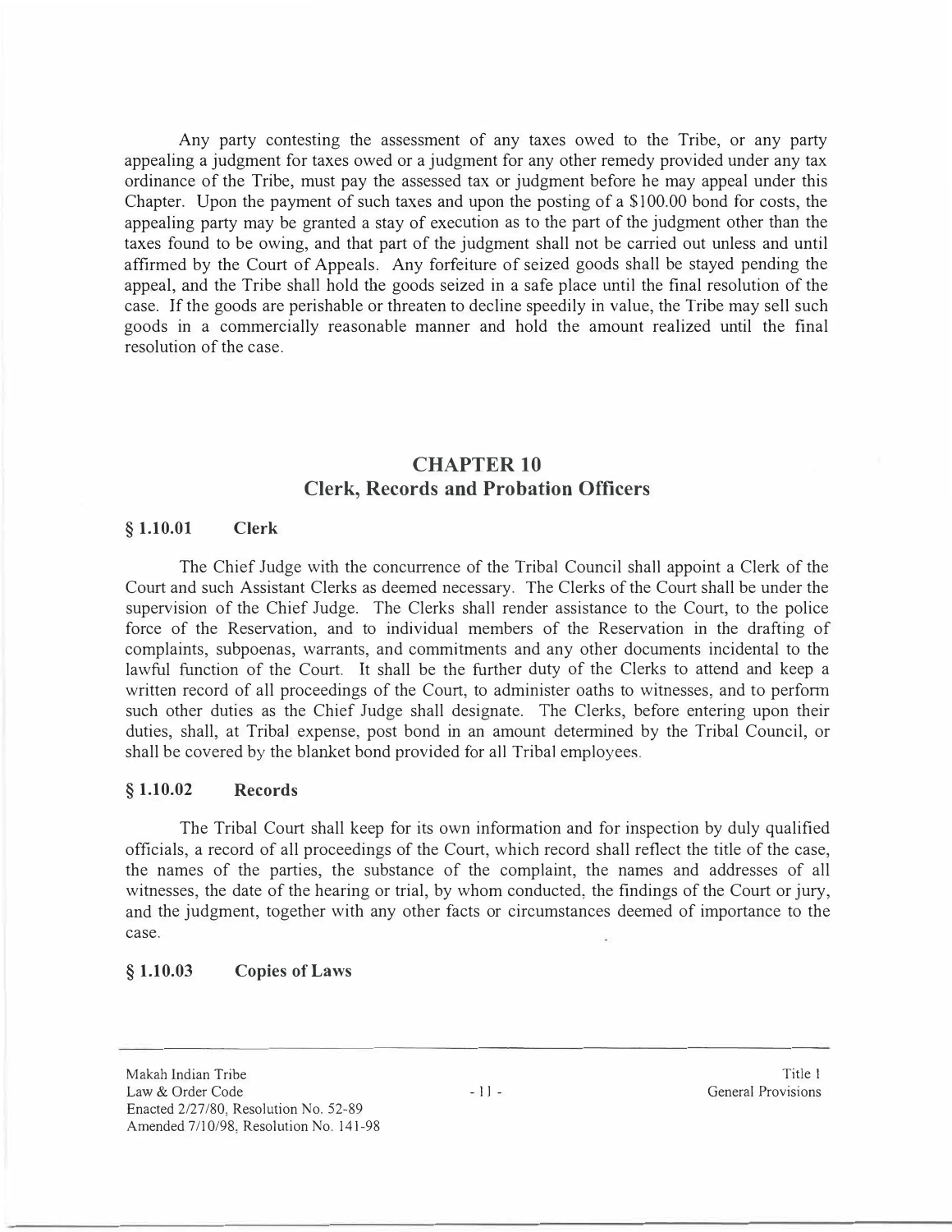Any party contesting the assessment of any taxes owed to the Tribe, or any party appealing a judgment for taxes owed or a judgment for any other remedy provided under any tax ordinance of the Tribe, must pay the assessed tax or judgment before he may appeal under this Chapter. Upon the payment of such taxes and upon the posting of a $100.00 bond for costs, the appealing party may be granted a stay of execution as to the part of the judgment other than the taxes found to be owing, and that part of the judgment shall not be carried out unless and until affirmed by the Court of Appeals. Any forfeiture of seized goods shall be stayed pending the appeal, and the Tribe shall hold the goods seized in a safe place until the final resolution of the case. If the goods are perishable or threaten to decline speedily in value, the Tribe may sell such goods in a commercially reasonable manner and hold the amount realized until the final resolution of the case.

## CHAPTER 10
## Clerk, Records and Probation Officers

### § 1.10.01 Clerk

The Chief Judge with the concurrence of the Tribal Council shall appoint a Clerk of the Court and such Assistant Clerks as deemed necessary. The Clerks of the Court shall be under the supervision of the Chief Judge. The Clerks shall render assistance to the Court, to the police force of the Reservation, and to individual members of the Reservation in the drafting of complaints, subpoenas, warrants, and commitments and any other documents incidental to the lawful function of the Court. It shall be the further duty of the Clerks to attend and keep a written record of all proceedings of the Court, to administer oaths to witnesses, and to perform such other duties as the Chief Judge shall designate. The Clerks, before entering upon their duties, shall, at Tribal expense, post bond in an amount determined by the Tribal Council, or shall be covered by the blanket bond provided for all Tribal employees.

### § 1.10.02 Records

The Tribal Court shall keep for its own information and for inspection by duly qualified officials, a record of all proceedings of the Court, which record shall reflect the title of the case, the names of the parties, the substance of the complaint, the names and addresses of all witnesses, the date of the hearing or trial, by whom conducted, the findings of the Court or jury, and the judgment, together with any other facts or circumstances deemed of importance to the case.

### § 1.10.03 Copies of Laws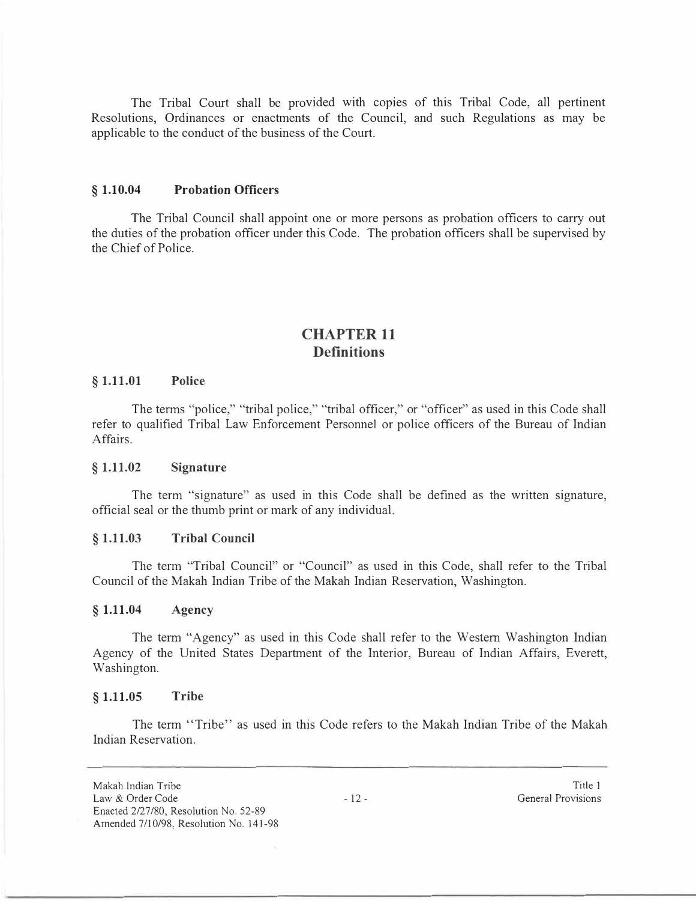The Tribal Court shall be provided with copies of this Tribal Code, all pertinent Resolutions, Ordinances or enactments of the Council, and such Regulations as may be applicable to the conduct of the business of the Court.

### § 1.10.04 Probation Officers

The Tribal Council shall appoint one or more persons as probation officers to carry out the duties of the probation officer under this Code. The probation officers shall be supervised by the Chief of Police.

## CHAPTER 11
## Definitions

### § 1.11.01 Police

The terms "police," "tribal police," "tribal officer," or "officer" as used in this Code shall refer to qualified Tribal Law Enforcement Personnel or police officers of the Bureau of Indian Affairs.

### § 1.11.02 Signature

The term "signature" as used in this Code shall be defined as the written signature, official seal or the thumb print or mark of any individual.

### § 1.11.03 Tribal Council

The term "Tribal Council" or "Council" as used in this Code, shall refer to the Tribal Council of the Makah Indian Tribe of the Makah Indian Reservation, Washington.

### § 1.11.04 Agency

The term "Agency" as used in this Code shall refer to the Western Washington Indian Agency of the United States Department of the Interior, Bureau of Indian Affairs, Everett, Washington.

### § 1.11.05 Tribe

The term ''Tribe'' as used in this Code refers to the Makah Indian Tribe of the Makah Indian Reservation.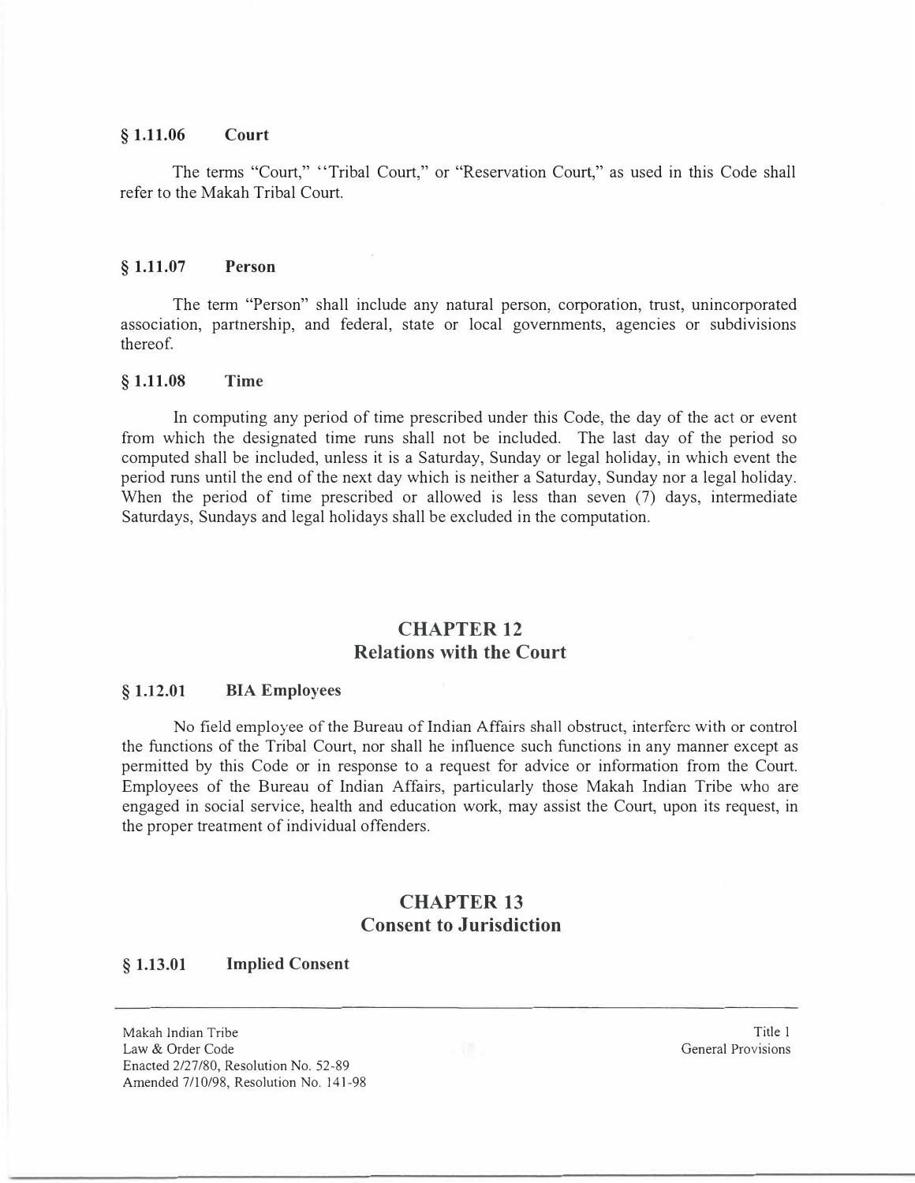### § 1.11.06 Court

The terms "Court," "Tribal Court," or "Reservation Court," as used in this Code shall refer to the Makah Tribal Court.

### § 1.11.07 Person

The term "Person" shall include any natural person, corporation, trust, unincorporated association, partnership, and federal, state or local governments, agencies or subdivisions thereof.

### § 1.11.08 Time

In computing any period of time prescribed under this Code, the day of the act or event from which the designated time runs shall not be included. The last day of the period so computed shall be included, unless it is a Saturday, Sunday or legal holiday, in which event the period runs until the end of the next day which is neither a Saturday, Sunday nor a legal holiday. When the period of time prescribed or allowed is less than seven (7) days, intermediate Saturdays, Sundays and legal holidays shall be excluded in the computation.

## CHAPTER 12
## Relations with the Court

### § 1.12.01 BIA Employees

No field employee of the Bureau of Indian Affairs shall obstruct, interfere with or control the functions of the Tribal Court, nor shall he influence such functions in any manner except as permitted by this Code or in response to a request for advice or information from the Court. Employees of the Bureau of Indian Affairs, particularly those Makah Indian Tribe who are engaged in social service, health and education work, may assist the Court, upon its request, in the proper treatment of individual offenders.

## CHAPTER 13
## Consent to Jurisdiction

### § 1.13.01 Implied Consent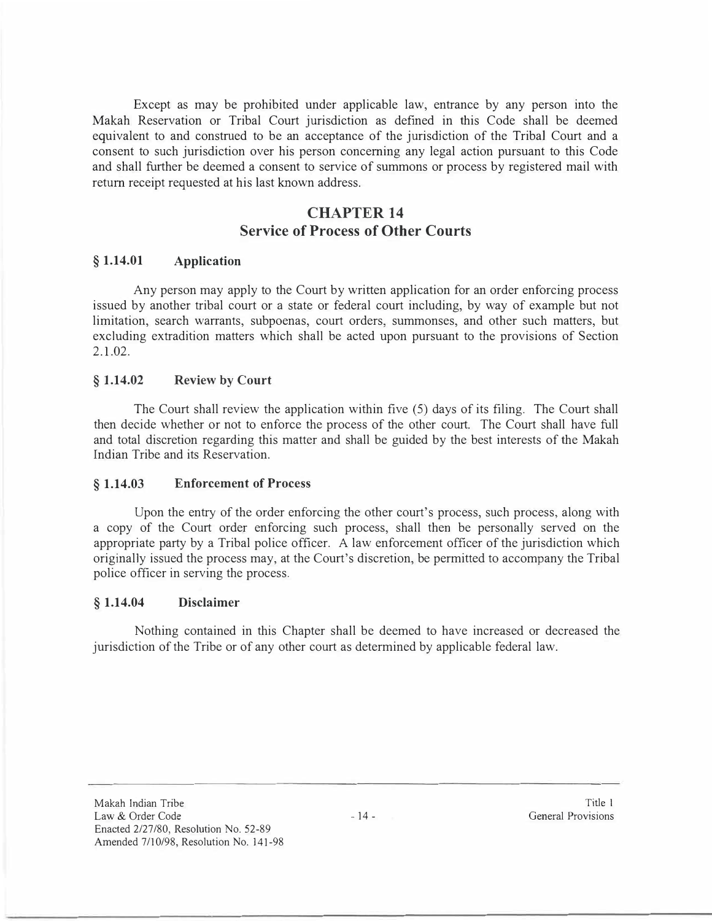Except as may be prohibited under applicable law, entrance by any person into the Makah Reservation or Tribal Court jurisdiction as defined in this Code shall be deemed equivalent to and construed to be an acceptance of the jurisdiction of the Tribal Court and a consent to such jurisdiction over his person concerning any legal action pursuant to this Code and shall further be deemed a consent to service of summons or process by registered mail with return receipt requested at his last known address.

## CHAPTER 14
## Service of Process of Other Courts

### § 1.14.01 Application

Any person may apply to the Court by written application for an order enforcing process issued by another tribal court or a state or federal court including, by way of example but not limitation, search warrants, subpoenas, court orders, summonses, and other such matters, but excluding extradition matters which shall be acted upon pursuant to the provisions of Section 2.1.02.

### § 1.14.02 Review by Court

The Court shall review the application within five (5) days of its filing. The Court shall then decide whether or not to enforce the process of the other court. The Court shall have full and total discretion regarding this matter and shall be guided by the best interests of the Makah Indian Tribe and its Reservation.

### § 1.14.03 Enforcement of Process

Upon the entry of the order enforcing the other court's process, such process, along with a copy of the Court order enforcing such process, shall then be personally served on the appropriate party by a Tribal police officer. A law enforcement officer of the jurisdiction which originally issued the process may, at the Court's discretion, be permitted to accompany the Tribal police officer in serving the process.

### § 1.14.04 Disclaimer

Nothing contained in this Chapter shall be deemed to have increased or decreased the jurisdiction of the Tribe or of any other court as determined by applicable federal law.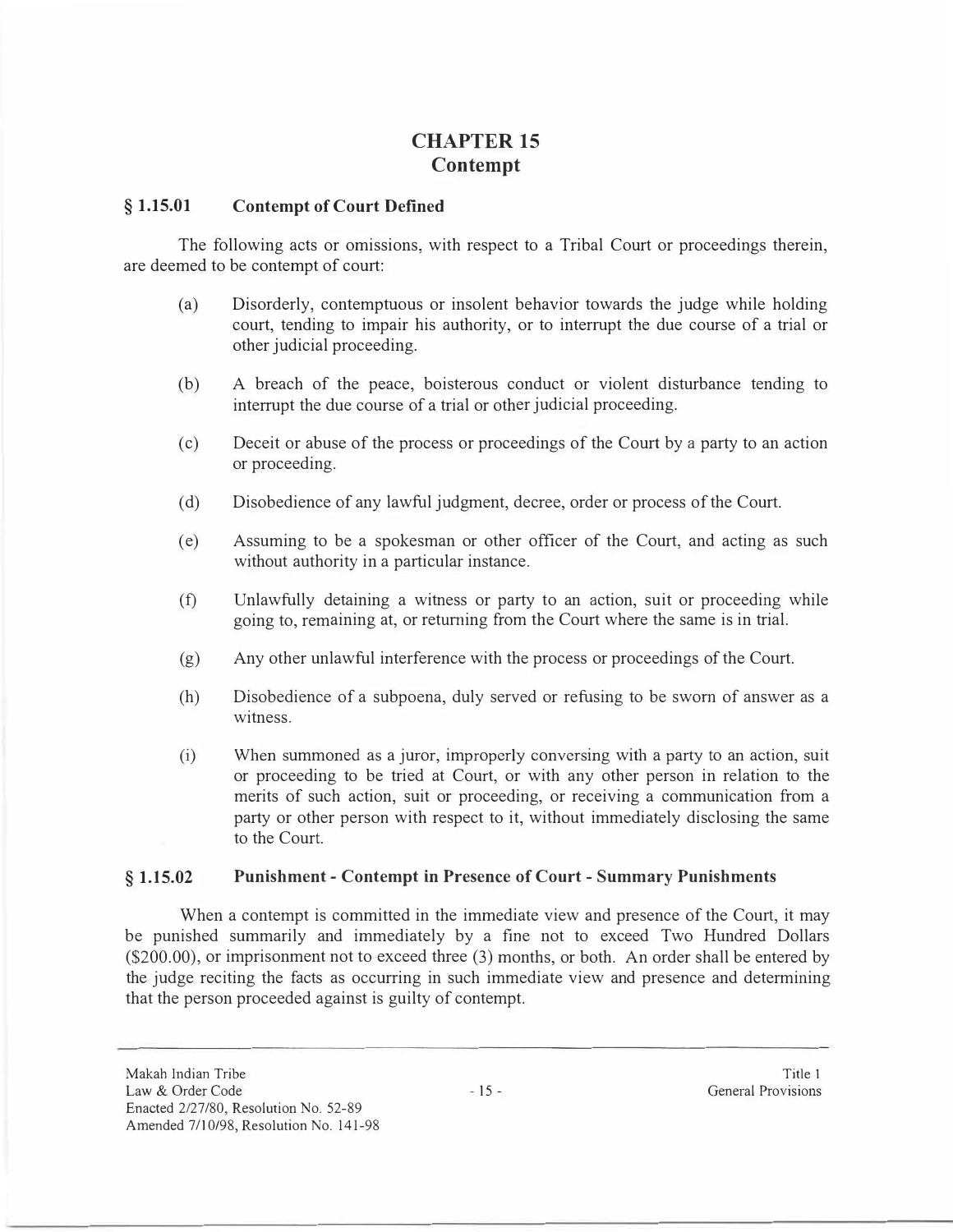# CHAPTER 15
# Contempt

### § 1.15.01 Contempt of Court Defined

The following acts or omissions, with respect to a Tribal Court or proceedings therein, are deemed to be contempt of court:

(a) Disorderly, contemptuous or insolent behavior towards the judge while holding court, tending to impair his authority, or to interrupt the due course of a trial or other judicial proceeding.

(b) A breach of the peace, boisterous conduct or violent disturbance tending to interrupt the due course of a trial or other judicial proceeding.

(c) Deceit or abuse of the process or proceedings of the Court by a party to an action or proceeding.

(d) Disobedience of any lawful judgment, decree, order or process of the Court.

(e) Assuming to be a spokesman or other officer of the Court, and acting as such without authority in a particular instance.

(f) Unlawfully detaining a witness or party to an action, suit or proceeding while going to, remaining at, or returning from the Court where the same is in trial.

(g) Any other unlawful interference with the process or proceedings of the Court.

(h) Disobedience of a subpoena, duly served or refusing to be sworn of answer as a witness.

(i) When summoned as a juror, improperly conversing with a party to an action, suit or proceeding to be tried at Court, or with any other person in relation to the merits of such action, suit or proceeding, or receiving a communication from a party or other person with respect to it, without immediately disclosing the same to the Court.

### § 1.15.02 Punishment - Contempt in Presence of Court - Summary Punishments

When a contempt is committed in the immediate view and presence of the Court, it may be punished summarily and immediately by a fine not to exceed Two Hundred Dollars ($200.00), or imprisonment not to exceed three (3) months, or both. An order shall be entered by the judge reciting the facts as occurring in such immediate view and presence and determining that the person proceeded against is guilty of contempt.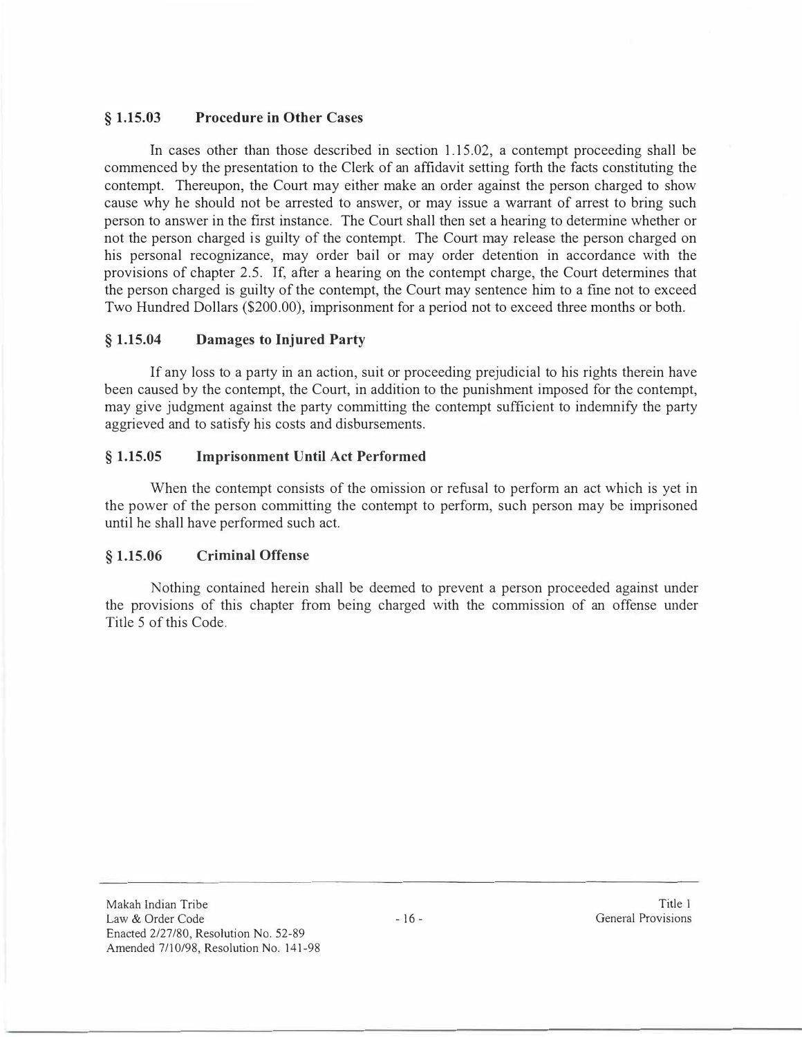### § 1.15.03 Procedure in Other Cases

In cases other than those described in section 1.15.02, a contempt proceeding shall be commenced by the presentation to the Clerk of an affidavit setting forth the facts constituting the contempt. Thereupon, the Court may either make an order against the person charged to show cause why he should not be arrested to answer, or may issue a warrant of arrest to bring such person to answer in the first instance. The Court shall then set a hearing to determine whether or not the person charged is guilty of the contempt. The Court may release the person charged on his personal recognizance, may order bail or may order detention in accordance with the provisions of chapter 2.5. If, after a hearing on the contempt charge, the Court determines that the person charged is guilty of the contempt, the Court may sentence him to a fine not to exceed Two Hundred Dollars ($200.00), imprisonment for a period not to exceed three months or both.

### § 1.15.04 Damages to Injured Party

If any loss to a party in an action, suit or proceeding prejudicial to his rights therein have been caused by the contempt, the Court, in addition to the punishment imposed for the contempt, may give judgment against the party committing the contempt sufficient to indemnify the party aggrieved and to satisfy his costs and disbursements.

### § 1.15.05 Imprisonment Until Act Performed

When the contempt consists of the omission or refusal to perform an act which is yet in the power of the person committing the contempt to perform, such person may be imprisoned until he shall have performed such act.

### § 1.15.06 Criminal Offense

Nothing contained herein shall be deemed to prevent a person proceeded against under the provisions of this chapter from being charged with the commission of an offense under Title 5 of this Code.